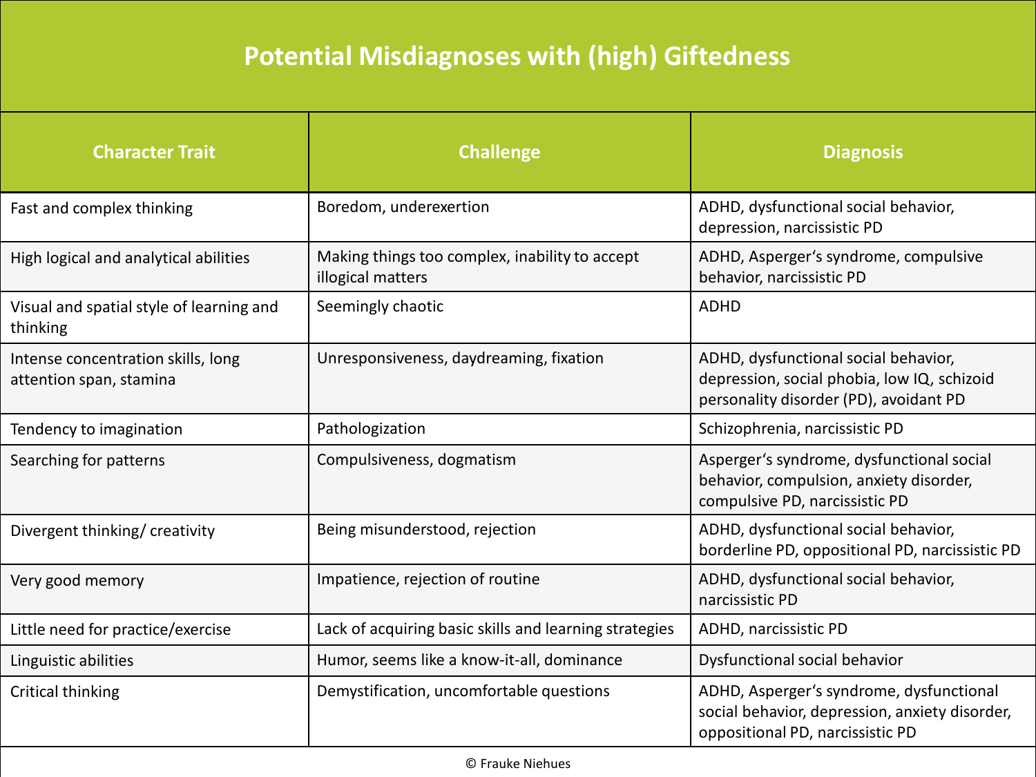# Potential Misdiagnoses with (high) Giftedness

| Character Trait | Challenge | Diagnosis |
| --- | --- | --- |
| Fast and complex thinking | Boredom, underexertion | ADHD, dysfunctional social behavior, depression, narcissistic PD |
| High logical and analytical abilities | Making things too complex, inability to accept illogical matters | ADHD, Asperger's syndrome, compulsive behavior, narcissistic PD |
| Visual and spatial style of learning and thinking | Seemingly chaotic | ADHD |
| Intense concentration skills, long attention span, stamina | Unresponsiveness, daydreaming, fixation | ADHD, dysfunctional social behavior, depression, social phobia, low IQ, schizoid personality disorder (PD), avoidant PD |
| Tendency to imagination | Pathologization | Schizophrenia, narcissistic PD |
| Searching for patterns | Compulsiveness, dogmatism | Asperger's syndrome, dysfunctional social behavior, compulsion, anxiety disorder, compulsive PD, narcissistic PD |
| Divergent thinking/ creativity | Being misunderstood, rejection | ADHD, dysfunctional social behavior, borderline PD, oppositional PD, narcissistic PD |
| Very good memory | Impatience, rejection of routine | ADHD, dysfunctional social behavior, narcissistic PD |
| Little need for practice/exercise | Lack of acquiring basic skills and learning strategies | ADHD, narcissistic PD |
| Linguistic abilities | Humor, seems like a know-it-all, dominance | Dysfunctional social behavior |
| Critical thinking | Demystification, uncomfortable questions | ADHD, Asperger's syndrome, dysfunctional social behavior, depression, anxiety disorder, oppositional PD, narcissistic PD |

© Frauke Niehues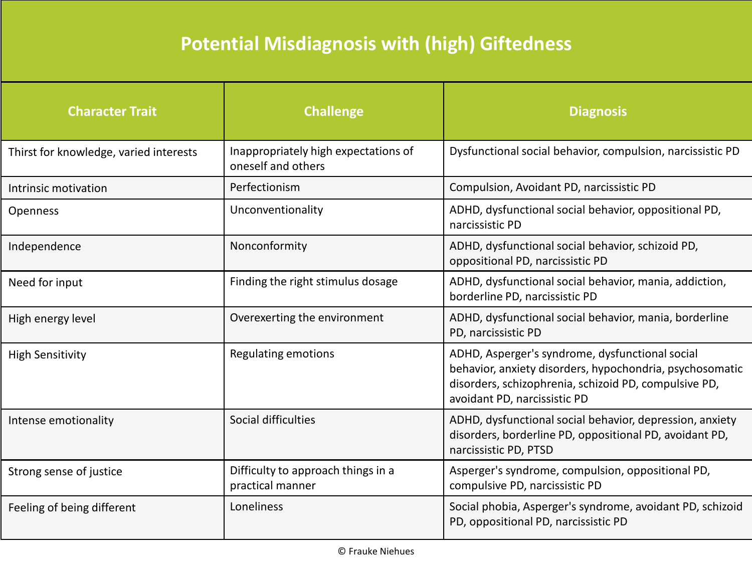# Potential Misdiagnosis with (high) Giftedness

| Character Trait | Challenge | Diagnosis |
|---|---|---|
| Thirst for knowledge, varied interests | Inappropriately high expectations of oneself and others | Dysfunctional social behavior, compulsion, narcissistic PD |
| Intrinsic motivation | Perfectionism | Compulsion, Avoidant PD, narcissistic PD |
| Openness | Unconventionality | ADHD, dysfunctional social behavior, oppositional PD, narcissistic PD |
| Independence | Nonconformity | ADHD, dysfunctional social behavior, schizoid PD, oppositional PD, narcissistic PD |
| Need for input | Finding the right stimulus dosage | ADHD, dysfunctional social behavior, mania, addiction, borderline PD, narcissistic PD |
| High energy level | Overexerting the environment | ADHD, dysfunctional social behavior, mania, borderline PD, narcissistic PD |
| High Sensitivity | Regulating emotions | ADHD, Asperger's syndrome, dysfunctional social behavior, anxiety disorders, hypochondria, psychosomatic disorders, schizophrenia, schizoid PD, compulsive PD, avoidant PD, narcissistic PD |
| Intense emotionality | Social difficulties | ADHD, dysfunctional social behavior, depression, anxiety disorders, borderline PD, oppositional PD, avoidant PD, narcissistic PD, PTSD |
| Strong sense of justice | Difficulty to approach things in a practical manner | Asperger's syndrome, compulsion, oppositional PD, compulsive PD, narcissistic PD |
| Feeling of being different | Loneliness | Social phobia, Asperger's syndrome, avoidant PD, schizoid PD, oppositional PD, narcissistic PD |

© Frauke Niehues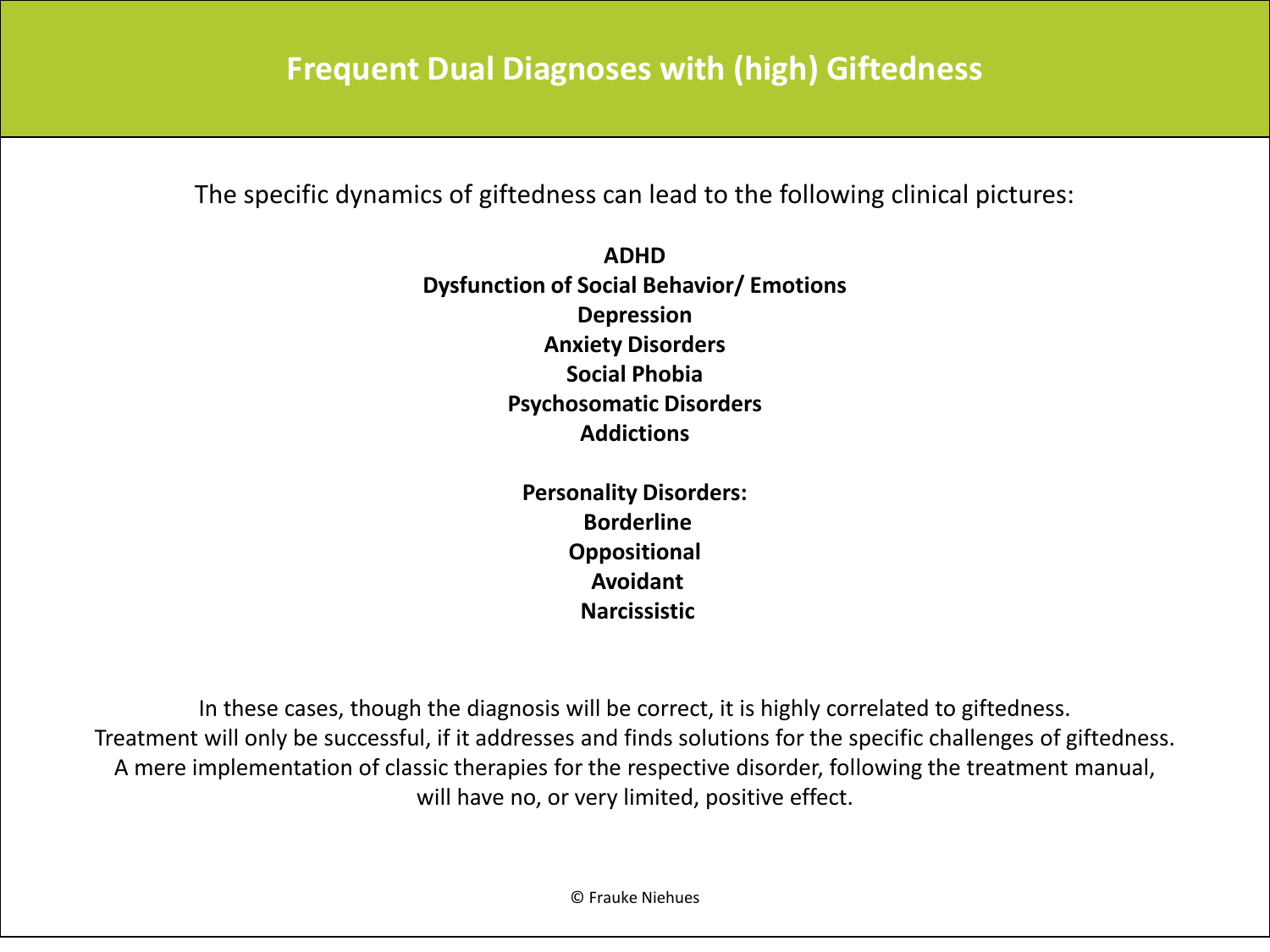# Frequent Dual Diagnoses with (high) Giftedness

The specific dynamics of giftedness can lead to the following clinical pictures:

**ADHD**
**Dysfunction of Social Behavior/ Emotions**
**Depression**
**Anxiety Disorders**
**Social Phobia**
**Psychosomatic Disorders**
**Addictions**

**Personality Disorders:**
**Borderline**
**Oppositional**
**Avoidant**
**Narcissistic**

In these cases, though the diagnosis will be correct, it is highly correlated to giftedness.
Treatment will only be successful, if it addresses and finds solutions for the specific challenges of giftedness.
A mere implementation of classic therapies for the respective disorder, following the treatment manual, will have no, or very limited, positive effect.

© Frauke Niehues